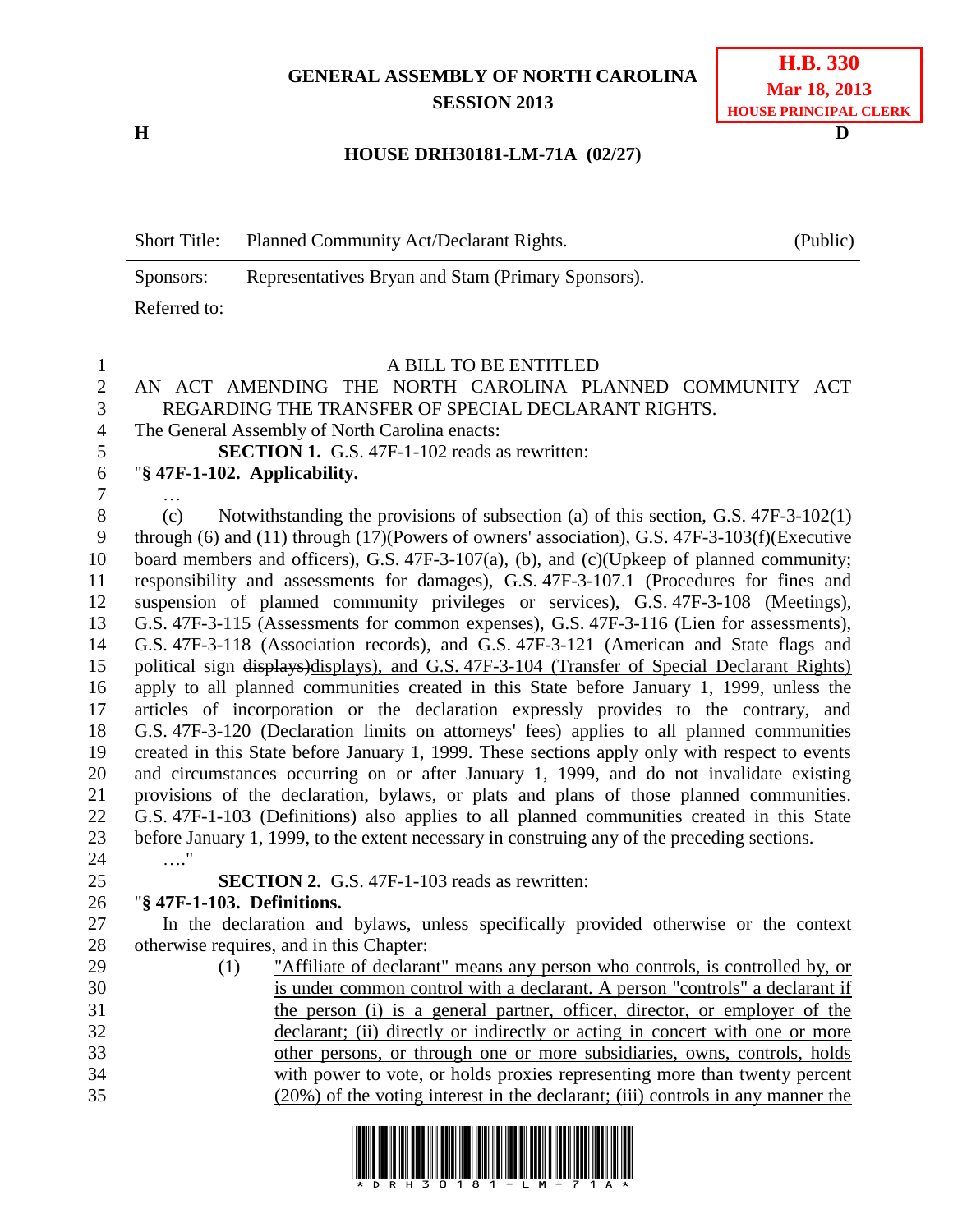**GENERAL ASSEMBLY OF NORTH CAROLINA**
**SESSION 2013**

**H.B. 330**
**Mar 18, 2013**
**HOUSE PRINCIPAL CLERK**

**H** **D**

**HOUSE DRH30181-LM-71A (02/27)**

| Short Title: | Planned Community Act/Declarant Rights. | (Public) |
|---|---|---|
| Sponsors: | Representatives Bryan and Stam (Primary Sponsors). | |
| Referred to: | | |

A BILL TO BE ENTITLED

AN ACT AMENDING THE NORTH CAROLINA PLANNED COMMUNITY ACT REGARDING THE TRANSFER OF SPECIAL DECLARANT RIGHTS.

The General Assembly of North Carolina enacts:

**SECTION 1.** G.S. 47F-1-102 reads as rewritten:

"**§ 47F-1-102. Applicability.**

…

(c) Notwithstanding the provisions of subsection (a) of this section, G.S. 47F-3-102(1) through (6) and (11) through (17)(Powers of owners' association), G.S. 47F-3-103(f)(Executive board members and officers), G.S. 47F-3-107(a), (b), and (c)(Upkeep of planned community; responsibility and assessments for damages), G.S. 47F-3-107.1 (Procedures for fines and suspension of planned community privileges or services), G.S. 47F-3-108 (Meetings), G.S. 47F-3-115 (Assessments for common expenses), G.S. 47F-3-116 (Lien for assessments), G.S. 47F-3-118 (Association records), and G.S. 47F-3-121 (American and State flags and political sign ~~displays)~~<u>displays), and G.S. 47F-3-104 (Transfer of Special Declarant Rights)</u> apply to all planned communities created in this State before January 1, 1999, unless the articles of incorporation or the declaration expressly provides to the contrary, and G.S. 47F-3-120 (Declaration limits on attorneys' fees) applies to all planned communities created in this State before January 1, 1999. These sections apply only with respect to events and circumstances occurring on or after January 1, 1999, and do not invalidate existing provisions of the declaration, bylaws, or plats and plans of those planned communities. G.S. 47F-1-103 (Definitions) also applies to all planned communities created in this State before January 1, 1999, to the extent necessary in construing any of the preceding sections.

…."

**SECTION 2.** G.S. 47F-1-103 reads as rewritten:

"**§ 47F-1-103. Definitions.**

In the declaration and bylaws, unless specifically provided otherwise or the context otherwise requires, and in this Chapter:

(1) <u>"Affiliate of declarant" means any person who controls, is controlled by, or is under common control with a declarant. A person "controls" a declarant if the person (i) is a general partner, officer, director, or employer of the declarant; (ii) directly or indirectly or acting in concert with one or more other persons, or through one or more subsidiaries, owns, controls, holds with power to vote, or holds proxies representing more than twenty percent (20%) of the voting interest in the declarant; (iii) controls in any manner the</u>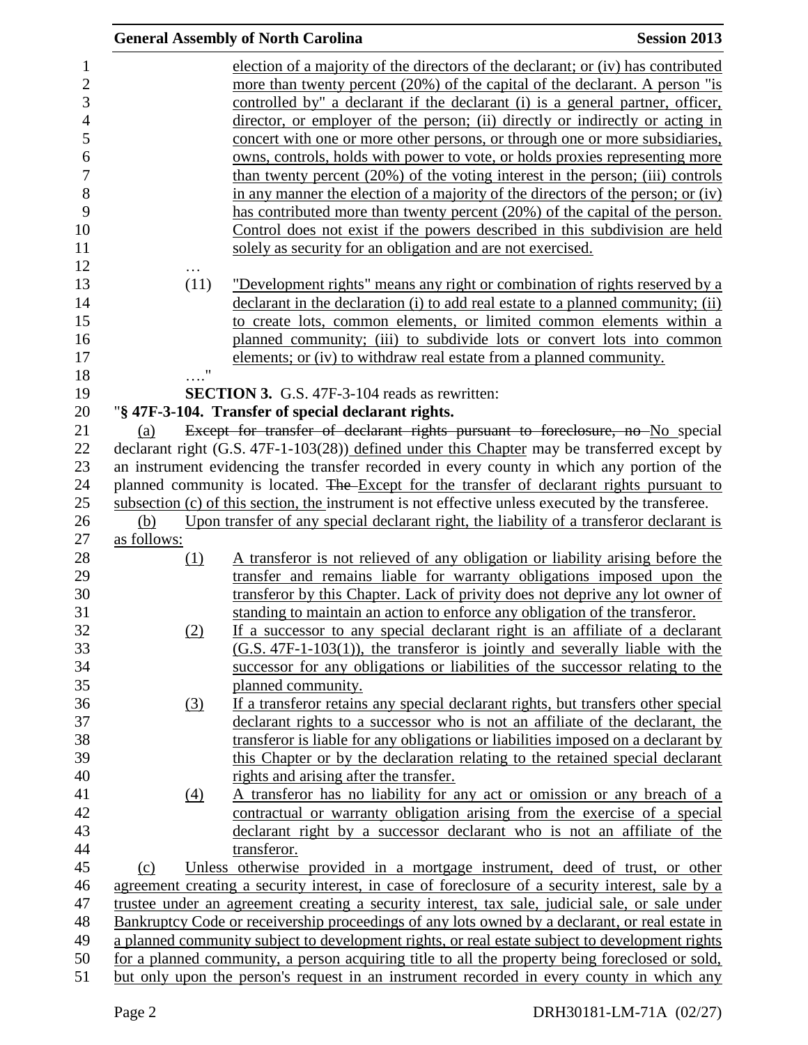election of a majority of the directors of the declarant; or (iv) has contributed more than twenty percent (20%) of the capital of the declarant. A person "is controlled by" a declarant if the declarant (i) is a general partner, officer, director, or employer of the person; (ii) directly or indirectly or acting in concert with one or more other persons, or through one or more subsidiaries, owns, controls, holds with power to vote, or holds proxies representing more than twenty percent (20%) of the voting interest in the person; (iii) controls in any manner the election of a majority of the directors of the person; or (iv) has contributed more than twenty percent (20%) of the capital of the person. Control does not exist if the powers described in this subdivision are held solely as security for an obligation and are not exercised.

…

(11) "Development rights" means any right or combination of rights reserved by a declarant in the declaration (i) to add real estate to a planned community; (ii) to create lots, common elements, or limited common elements within a planned community; (iii) to subdivide lots or convert lots into common elements; or (iv) to withdraw real estate from a planned community.

…."

**SECTION 3.** G.S. 47F-3-104 reads as rewritten:

"**§ 47F-3-104. Transfer of special declarant rights.**

(a) Except for transfer of declarant rights pursuant to foreclosure, no No special declarant right (G.S. 47F-1-103(28)) defined under this Chapter may be transferred except by an instrument evidencing the transfer recorded in every county in which any portion of the planned community is located. The Except for the transfer of declarant rights pursuant to subsection (c) of this section, the instrument is not effective unless executed by the transferee.

(b) Upon transfer of any special declarant right, the liability of a transferor declarant is as follows:

(1) A transferor is not relieved of any obligation or liability arising before the transfer and remains liable for warranty obligations imposed upon the transferor by this Chapter. Lack of privity does not deprive any lot owner of standing to maintain an action to enforce any obligation of the transferor.

(2) If a successor to any special declarant right is an affiliate of a declarant (G.S. 47F-1-103(1)), the transferor is jointly and severally liable with the successor for any obligations or liabilities of the successor relating to the planned community.

(3) If a transferor retains any special declarant rights, but transfers other special declarant rights to a successor who is not an affiliate of the declarant, the transferor is liable for any obligations or liabilities imposed on a declarant by this Chapter or by the declaration relating to the retained special declarant rights and arising after the transfer.

(4) A transferor has no liability for any act or omission or any breach of a contractual or warranty obligation arising from the exercise of a special declarant right by a successor declarant who is not an affiliate of the transferor.

(c) Unless otherwise provided in a mortgage instrument, deed of trust, or other agreement creating a security interest, in case of foreclosure of a security interest, sale by a trustee under an agreement creating a security interest, tax sale, judicial sale, or sale under Bankruptcy Code or receivership proceedings of any lots owned by a declarant, or real estate in a planned community subject to development rights, or real estate subject to development rights for a planned community, a person acquiring title to all the property being foreclosed or sold, but only upon the person's request in an instrument recorded in every county in which any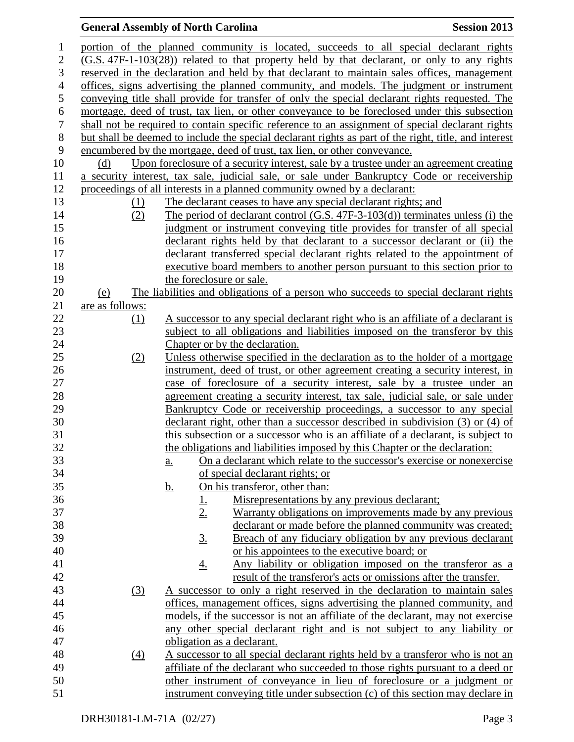portion of the planned community is located, succeeds to all special declarant rights (G.S. 47F-1-103(28)) related to that property held by that declarant, or only to any rights reserved in the declaration and held by that declarant to maintain sales offices, management offices, signs advertising the planned community, and models. The judgment or instrument conveying title shall provide for transfer of only the special declarant rights requested. The mortgage, deed of trust, tax lien, or other conveyance to be foreclosed under this subsection shall not be required to contain specific reference to an assignment of special declarant rights but shall be deemed to include the special declarant rights as part of the right, title, and interest encumbered by the mortgage, deed of trust, tax lien, or other conveyance.

(d) Upon foreclosure of a security interest, sale by a trustee under an agreement creating a security interest, tax sale, judicial sale, or sale under Bankruptcy Code or receivership proceedings of all interests in a planned community owned by a declarant:

(1) The declarant ceases to have any special declarant rights; and

(2) The period of declarant control (G.S. 47F-3-103(d)) terminates unless (i) the judgment or instrument conveying title provides for transfer of all special declarant rights held by that declarant to a successor declarant or (ii) the declarant transferred special declarant rights related to the appointment of executive board members to another person pursuant to this section prior to the foreclosure or sale.

(e) The liabilities and obligations of a person who succeeds to special declarant rights are as follows:

(1) A successor to any special declarant right who is an affiliate of a declarant is subject to all obligations and liabilities imposed on the transferor by this Chapter or by the declaration.

(2) Unless otherwise specified in the declaration as to the holder of a mortgage instrument, deed of trust, or other agreement creating a security interest, in case of foreclosure of a security interest, sale by a trustee under an agreement creating a security interest, tax sale, judicial sale, or sale under Bankruptcy Code or receivership proceedings, a successor to any special declarant right, other than a successor described in subdivision (3) or (4) of this subsection or a successor who is an affiliate of a declarant, is subject to the obligations and liabilities imposed by this Chapter or the declaration:

a. On a declarant which relate to the successor's exercise or nonexercise of special declarant rights; or

b. On his transferor, other than:

1. Misrepresentations by any previous declarant;

2. Warranty obligations on improvements made by any previous declarant or made before the planned community was created;

3. Breach of any fiduciary obligation by any previous declarant or his appointees to the executive board; or

4. Any liability or obligation imposed on the transferor as a result of the transferor's acts or omissions after the transfer.

(3) A successor to only a right reserved in the declaration to maintain sales offices, management offices, signs advertising the planned community, and models, if the successor is not an affiliate of the declarant, may not exercise any other special declarant right and is not subject to any liability or obligation as a declarant.

(4) A successor to all special declarant rights held by a transferor who is not an affiliate of the declarant who succeeded to those rights pursuant to a deed or other instrument of conveyance in lieu of foreclosure or a judgment or instrument conveying title under subsection (c) of this section may declare in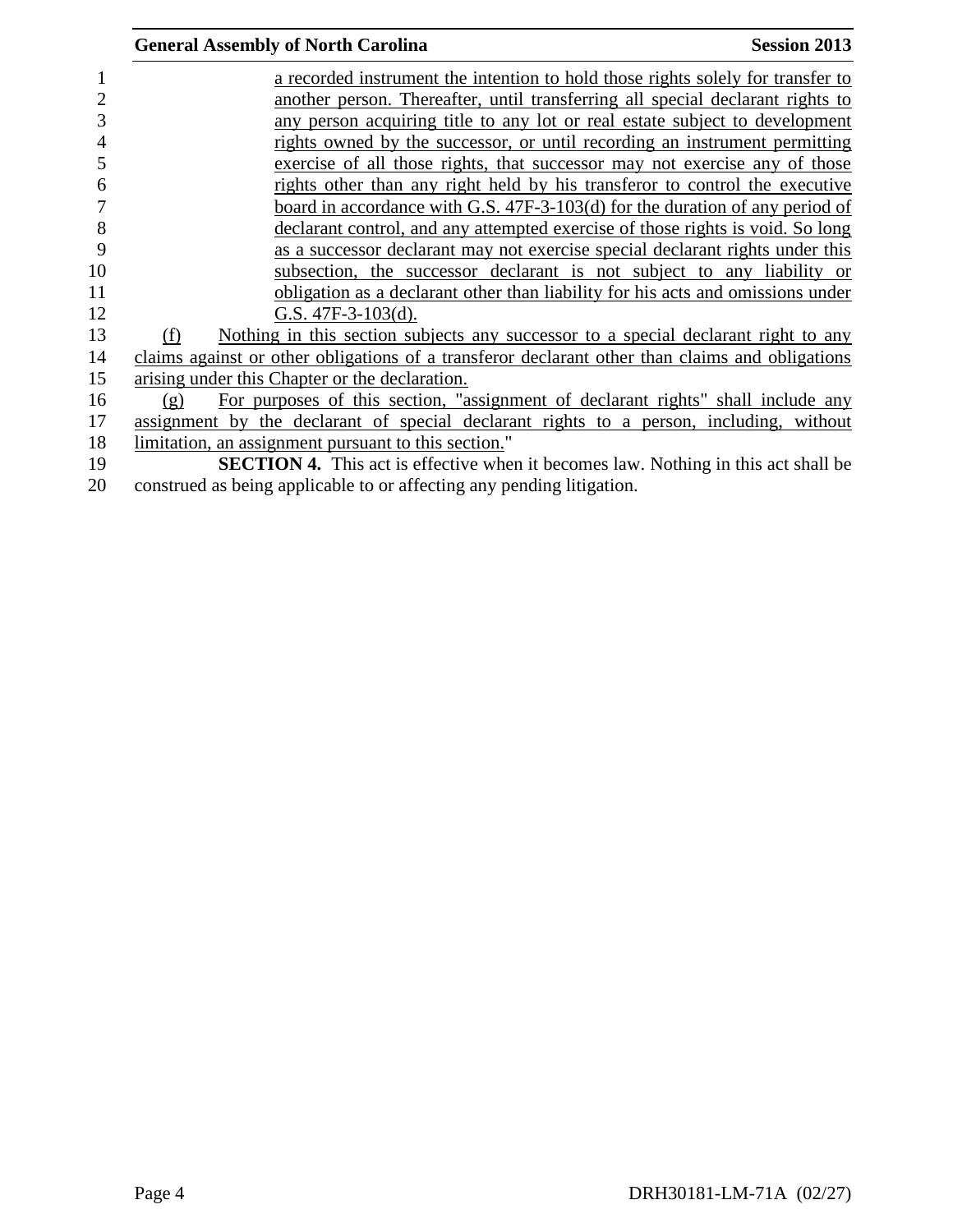a recorded instrument the intention to hold those rights solely for transfer to another person. Thereafter, until transferring all special declarant rights to any person acquiring title to any lot or real estate subject to development rights owned by the successor, or until recording an instrument permitting exercise of all those rights, that successor may not exercise any of those rights other than any right held by his transferor to control the executive board in accordance with G.S. 47F-3-103(d) for the duration of any period of declarant control, and any attempted exercise of those rights is void. So long as a successor declarant may not exercise special declarant rights under this subsection, the successor declarant is not subject to any liability or obligation as a declarant other than liability for his acts and omissions under G.S. 47F-3-103(d).

(f) Nothing in this section subjects any successor to a special declarant right to any claims against or other obligations of a transferor declarant other than claims and obligations arising under this Chapter or the declaration.

(g) For purposes of this section, "assignment of declarant rights" shall include any assignment by the declarant of special declarant rights to a person, including, without limitation, an assignment pursuant to this section."

**SECTION 4.** This act is effective when it becomes law. Nothing in this act shall be construed as being applicable to or affecting any pending litigation.